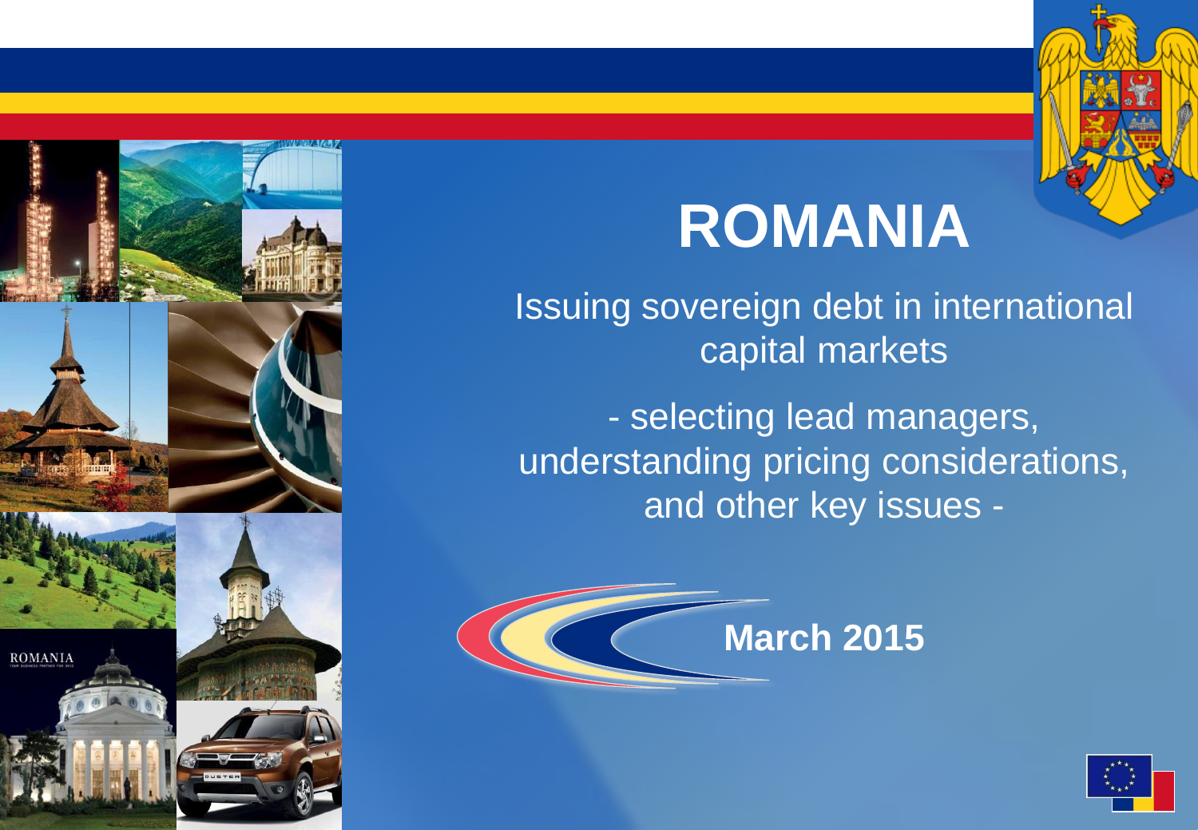# ROMANIA

Issuing sovereign debt in international capital markets

- selecting lead managers, understanding pricing considerations, and other key issues -

**March 2015**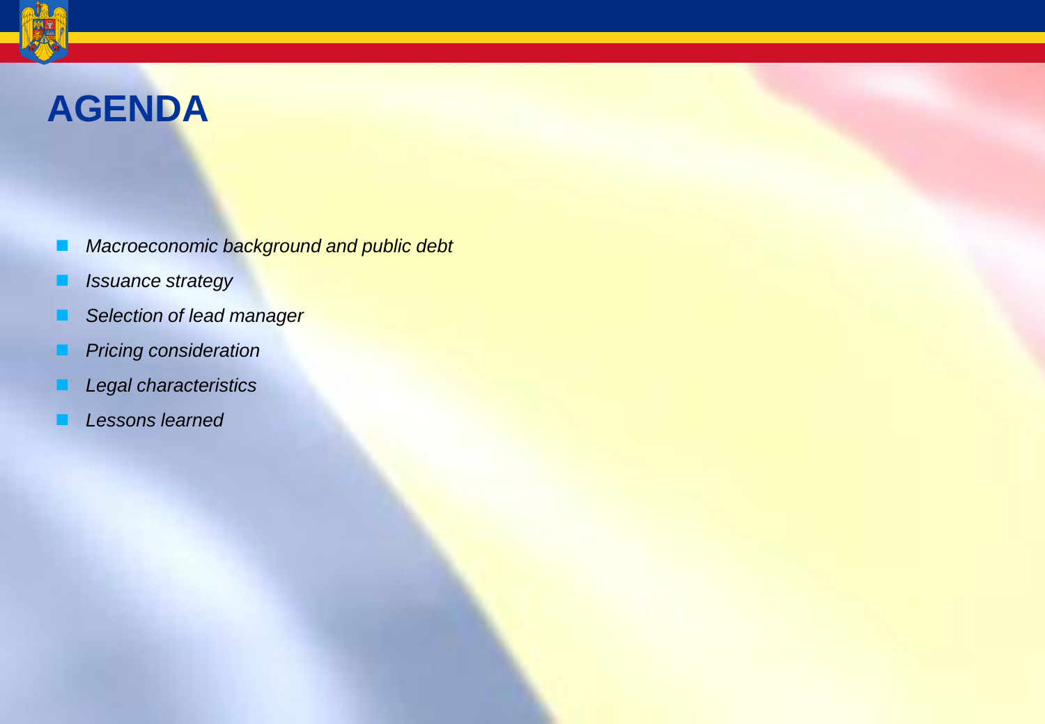# AGENDA

- *Macroeconomic background and public debt*
- *Issuance strategy*
- *Selection of lead manager*
- *Pricing consideration*
- *Legal characteristics*
- *Lessons learned*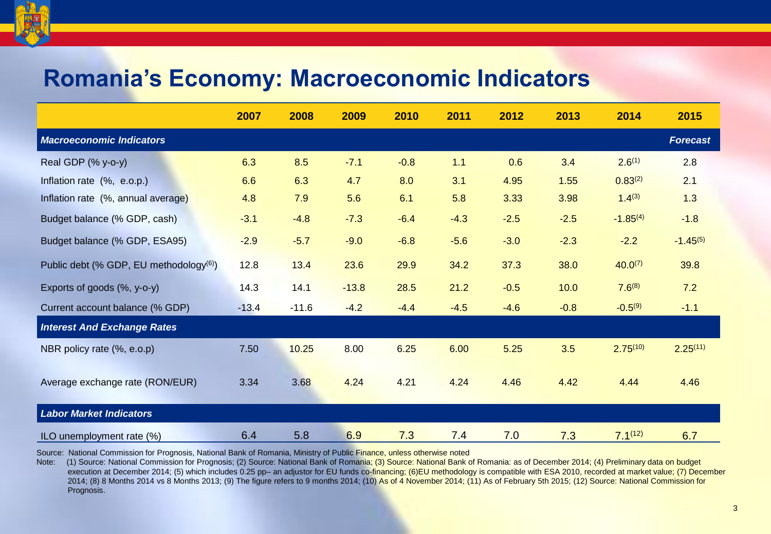# Romania's Economy: Macroeconomic Indicators

| | 2007 | 2008 | 2009 | 2010 | 2011 | 2012 | 2013 | 2014 | 2015 |
|---|---|---|---|---|---|---|---|---|---|
| ***Macroeconomic Indicators*** | | | | | | | | | ***Forecast*** |
| Real GDP (% y-o-y) | 6.3 | 8.5 | -7.1 | -0.8 | 1.1 | 0.6 | 3.4 | 2.6[1] | 2.8 |
| Inflation rate (%, e.o.p.) | 6.6 | 6.3 | 4.7 | 8.0 | 3.1 | 4.95 | 1.55 | 0.83[2] | 2.1 |
| Inflation rate (%, annual average) | 4.8 | 7.9 | 5.6 | 6.1 | 5.8 | 3.33 | 3.98 | 1.4[3] | 1.3 |
| Budget balance (% GDP, cash) | -3.1 | -4.8 | -7.3 | -6.4 | -4.3 | -2.5 | -2.5 | -1.85[4] | -1.8 |
| Budget balance (% GDP, ESA95) | -2.9 | -5.7 | -9.0 | -6.8 | -5.6 | -3.0 | -2.3 | -2.2 | -1.45[5] |
| Public debt (% GDP, EU methodology[6]) | 12.8 | 13.4 | 23.6 | 29.9 | 34.2 | 37.3 | 38.0 | 40.0[7] | 39.8 |
| Exports of goods (%, y-o-y) | 14.3 | 14.1 | -13.8 | 28.5 | 21.2 | -0.5 | 10.0 | 7.6[8] | 7.2 |
| Current account balance (% GDP) | -13.4 | -11.6 | -4.2 | -4.4 | -4.5 | -4.6 | -0.8 | -0.5[9] | -1.1 |
| ***Interest And Exchange Rates*** | | | | | | | | | |
| NBR policy rate (%, e.o.p) | 7.50 | 10.25 | 8.00 | 6.25 | 6.00 | 5.25 | 3.5 | 2.75[10] | 2.25[11] |
| Average exchange rate (RON/EUR) | 3.34 | 3.68 | 4.24 | 4.21 | 4.24 | 4.46 | 4.42 | 4.44 | 4.46 |
| ***Labor Market Indicators*** | | | | | | | | | |
| ILO unemployment rate (%) | 6.4 | 5.8 | 6.9 | 7.3 | 7.4 | 7.0 | 7.3 | 7.1[12] | 6.7 |

Source: National Commission for Prognosis, National Bank of Romania, Ministry of Public Finance, unless otherwise noted

Note: (1) Source: National Commission for Prognosis; (2) Source: National Bank of Romania; (3) Source: National Bank of Romania: as of December 2014; (4) Preliminary data on budget execution at December 2014; (5) which includes 0.25 pp– an adjustor for EU funds co-financing; (6)EU methodology is compatible with ESA 2010, recorded at market value; (7) December 2014; (8) 8 Months 2014 vs 8 Months 2013; (9) The figure refers to 9 months 2014; (10) As of 4 November 2014; (11) As of February 5th 2015; (12) Source: National Commission for Prognosis.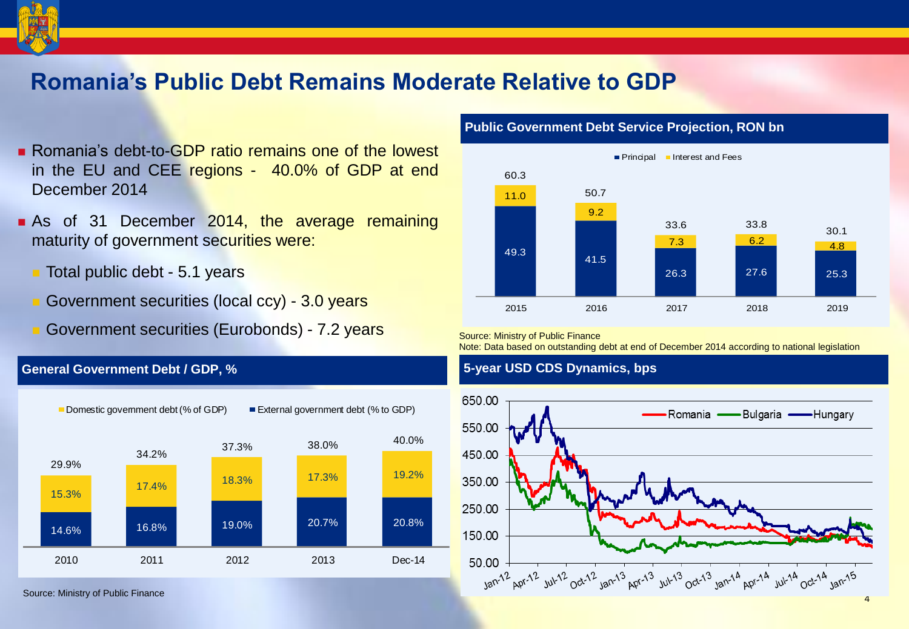# Romania's Public Debt Remains Moderate Relative to GDP

- Romania's debt-to-GDP ratio remains one of the lowest in the EU and CEE regions - 40.0% of GDP at end December 2014
- As of 31 December 2014, the average remaining maturity of government securities were:
  - Total public debt - 5.1 years
  - Government securities (local ccy) - 3.0 years
  - Government securities (Eurobonds) - 7.2 years

### Public Government Debt Service Projection, RON bn

| | 2015 | 2016 | 2017 | 2018 | 2019 |
|---|---|---|---|---|---|
| Principal | 49.3 | 41.5 | 26.3 | 27.6 | 25.3 |
| Interest and Fees | 11.0 | 9.2 | 7.3 | 6.2 | 4.8 |
| Total | 60.3 | 50.7 | 33.6 | 33.8 | 30.1 |

Source: Ministry of Public Finance
Note: Data based on outstanding debt at end of December 2014 according to national legislation

### General Government Debt / GDP, %

| | 2010 | 2011 | 2012 | 2013 | Dec-14 |
|---|---|---|---|---|---|
| Domestic government debt (% of GDP) | 15.3% | 17.4% | 18.3% | 17.3% | 19.2% |
| External government debt (% to GDP) | 14.6% | 16.8% | 19.0% | 20.7% | 20.8% |
| Total | 29.9% | 34.2% | 37.3% | 38.0% | 40.0% |

Source: Ministry of Public Finance

### 5-year USD CDS Dynamics, bps

Romania, Bulgaria, Hungary (Jan-12 to Jan-15)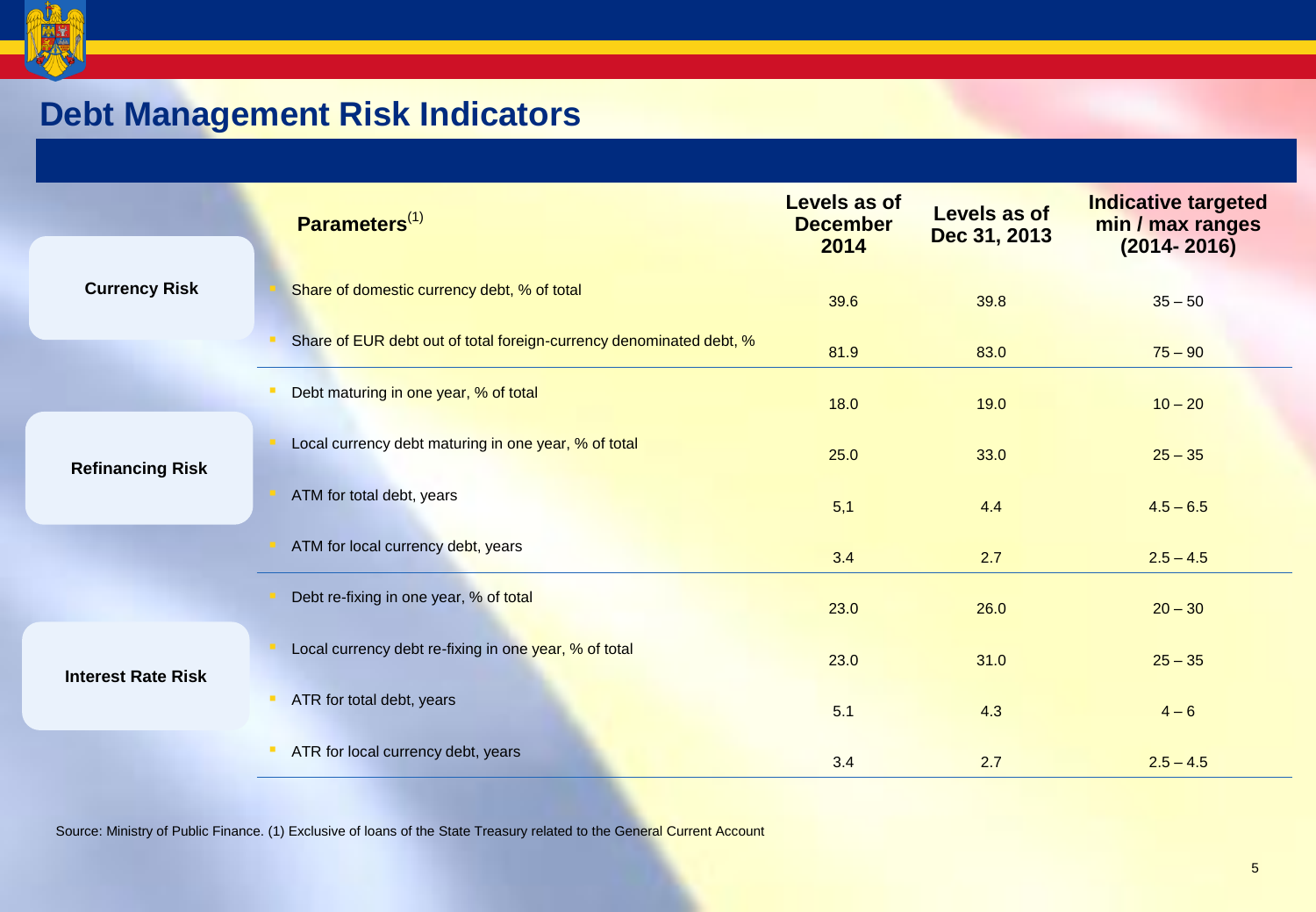# Debt Management Risk Indicators

| | Parameters[1] | Levels as of December 2014 | Levels as of Dec 31, 2013 | Indicative targeted min / max ranges (2014- 2016) |
|---|---|---|---|---|
| **Currency Risk** | Share of domestic currency debt, % of total | 39.6 | 39.8 | 35 – 50 |
| | Share of EUR debt out of total foreign-currency denominated debt, % | 81.9 | 83.0 | 75 – 90 |
| **Refinancing Risk** | Debt maturing in one year, % of total | 18.0 | 19.0 | 10 – 20 |
| | Local currency debt maturing in one year, % of total | 25.0 | 33.0 | 25 – 35 |
| | ATM for total debt, years | 5,1 | 4.4 | 4.5 – 6.5 |
| | ATM for local currency debt, years | 3.4 | 2.7 | 2.5 – 4.5 |
| **Interest Rate Risk** | Debt re-fixing in one year, % of total | 23.0 | 26.0 | 20 – 30 |
| | Local currency debt re-fixing in one year, % of total | 23.0 | 31.0 | 25 – 35 |
| | ATR for total debt, years | 5.1 | 4.3 | 4 – 6 |
| | ATR for local currency debt, years | 3.4 | 2.7 | 2.5 – 4.5 |

Source: Ministry of Public Finance. (1) Exclusive of loans of the State Treasury related to the General Current Account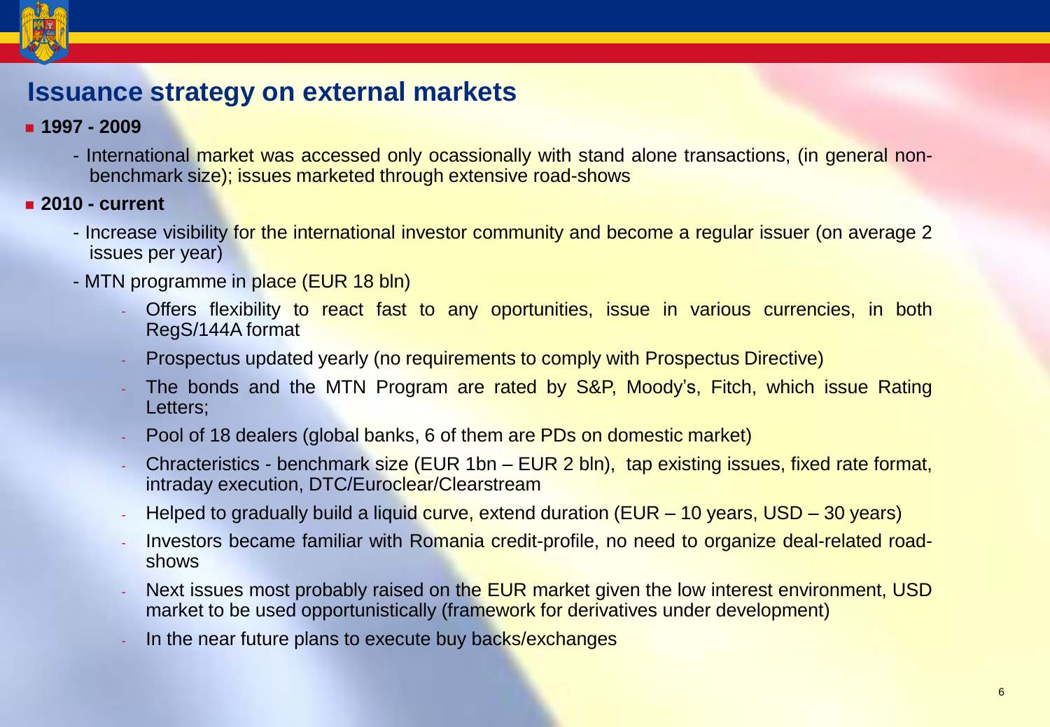# Issuance strategy on external markets

- **1997 - 2009**
  - International market was accessed only ocassionally with stand alone transactions, (in general non-benchmark size); issues marketed through extensive road-shows
- **2010 - current**
  - Increase visibility for the international investor community and become a regular issuer (on average 2 issues per year)
  - MTN programme in place (EUR 18 bln)
    - Offers flexibility to react fast to any oportunities, issue in various currencies, in both RegS/144A format
    - Prospectus updated yearly (no requirements to comply with Prospectus Directive)
    - The bonds and the MTN Program are rated by S&P, Moody's, Fitch, which issue Rating Letters;
    - Pool of 18 dealers (global banks, 6 of them are PDs on domestic market)
    - Chracteristics - benchmark size (EUR 1bn – EUR 2 bln), tap existing issues, fixed rate format, intraday execution, DTC/Euroclear/Clearstream
    - Helped to gradually build a liquid curve, extend duration (EUR – 10 years, USD – 30 years)
    - Investors became familiar with Romania credit-profile, no need to organize deal-related road-shows
    - Next issues most probably raised on the EUR market given the low interest environment, USD market to be used opportunistically (framework for derivatives under development)
    - In the near future plans to execute buy backs/exchanges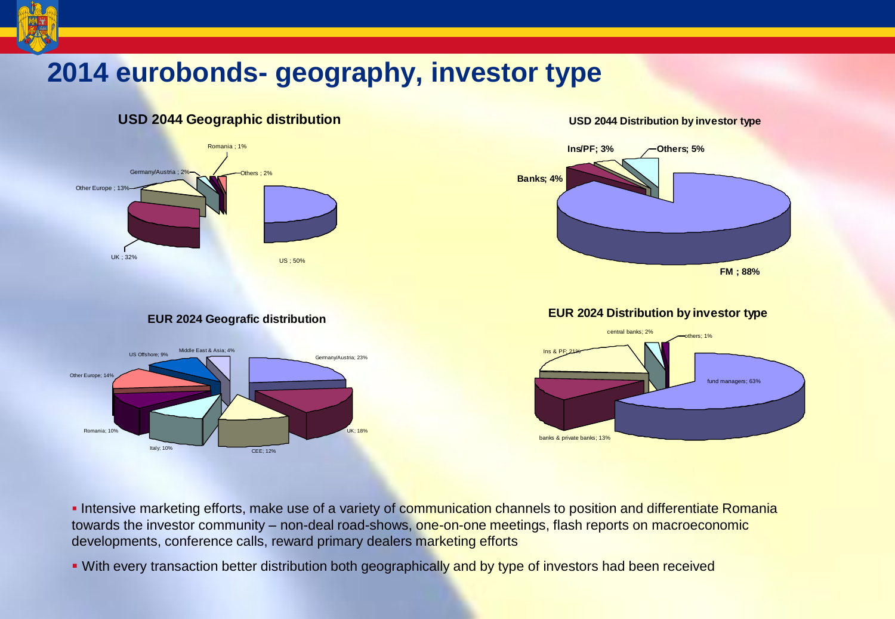# 2014 eurobonds- geography, investor type

### USD 2044 Geographic distribution

| Region | Share |
| --- | --- |
| US | 50% |
| UK | 32% |
| Other Europe | 13% |
| Germany/Austria | 2% |
| Romania | 1% |
| Others | 2% |

### USD 2044 Distribution by investor type

| Investor type | Share |
| --- | --- |
| FM | 88% |
| Banks | 4% |
| Ins/PF | 3% |
| Others | 5% |

### EUR 2024 Geografic distribution

| Region | Share |
| --- | --- |
| Germany/Austria | 23% |
| UK | 18% |
| CEE | 12% |
| Italy | 10% |
| Romania | 10% |
| Other Europe | 14% |
| US Offshore | 9% |
| Middle East & Asia | 4% |

### EUR 2024 Distribution by investor type

| Investor type | Share |
| --- | --- |
| fund managers | 63% |
| banks & private banks | 13% |
| Ins & PF | 21% |
| central banks | 2% |
| others | 1% |

- Intensive marketing efforts, make use of a variety of communication channels to position and differentiate Romania towards the investor community – non-deal road-shows, one-on-one meetings, flash reports on macroeconomic developments, conference calls, reward primary dealers marketing efforts
- With every transaction better distribution both geographically and by type of investors had been received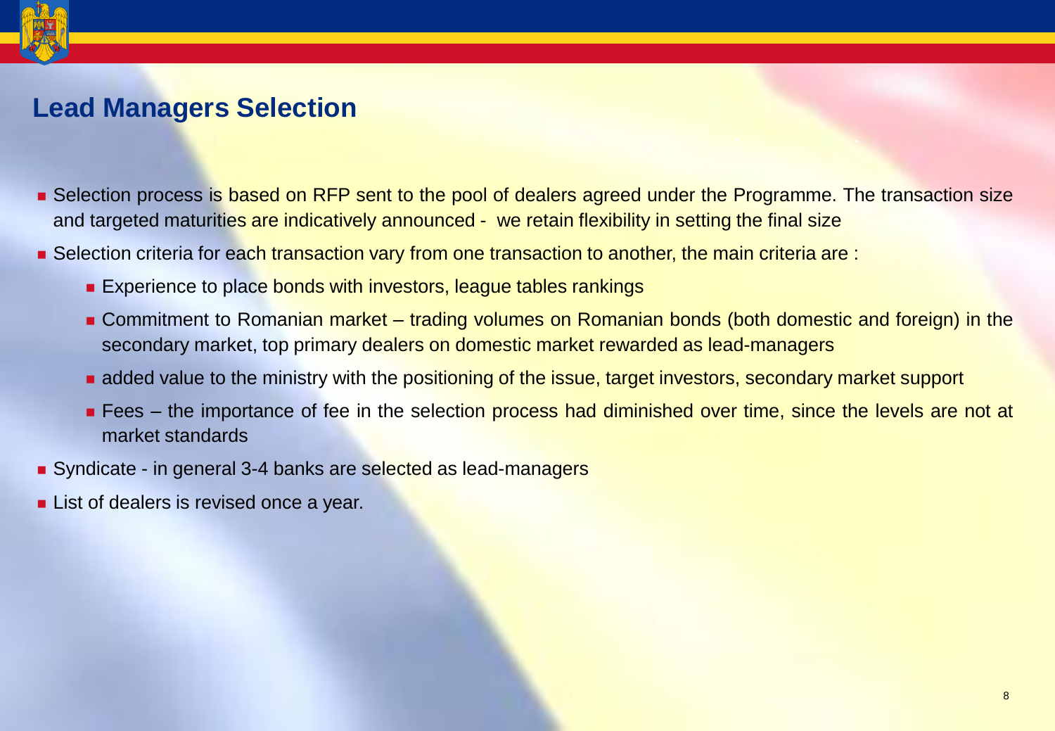## Lead Managers Selection

- Selection process is based on RFP sent to the pool of dealers agreed under the Programme. The transaction size and targeted maturities are indicatively announced - we retain flexibility in setting the final size
- Selection criteria for each transaction vary from one transaction to another, the main criteria are :
  - Experience to place bonds with investors, league tables rankings
  - Commitment to Romanian market – trading volumes on Romanian bonds (both domestic and foreign) in the secondary market, top primary dealers on domestic market rewarded as lead-managers
  - added value to the ministry with the positioning of the issue, target investors, secondary market support
  - Fees – the importance of fee in the selection process had diminished over time, since the levels are not at market standards
- Syndicate - in general 3-4 banks are selected as lead-managers
- List of dealers is revised once a year.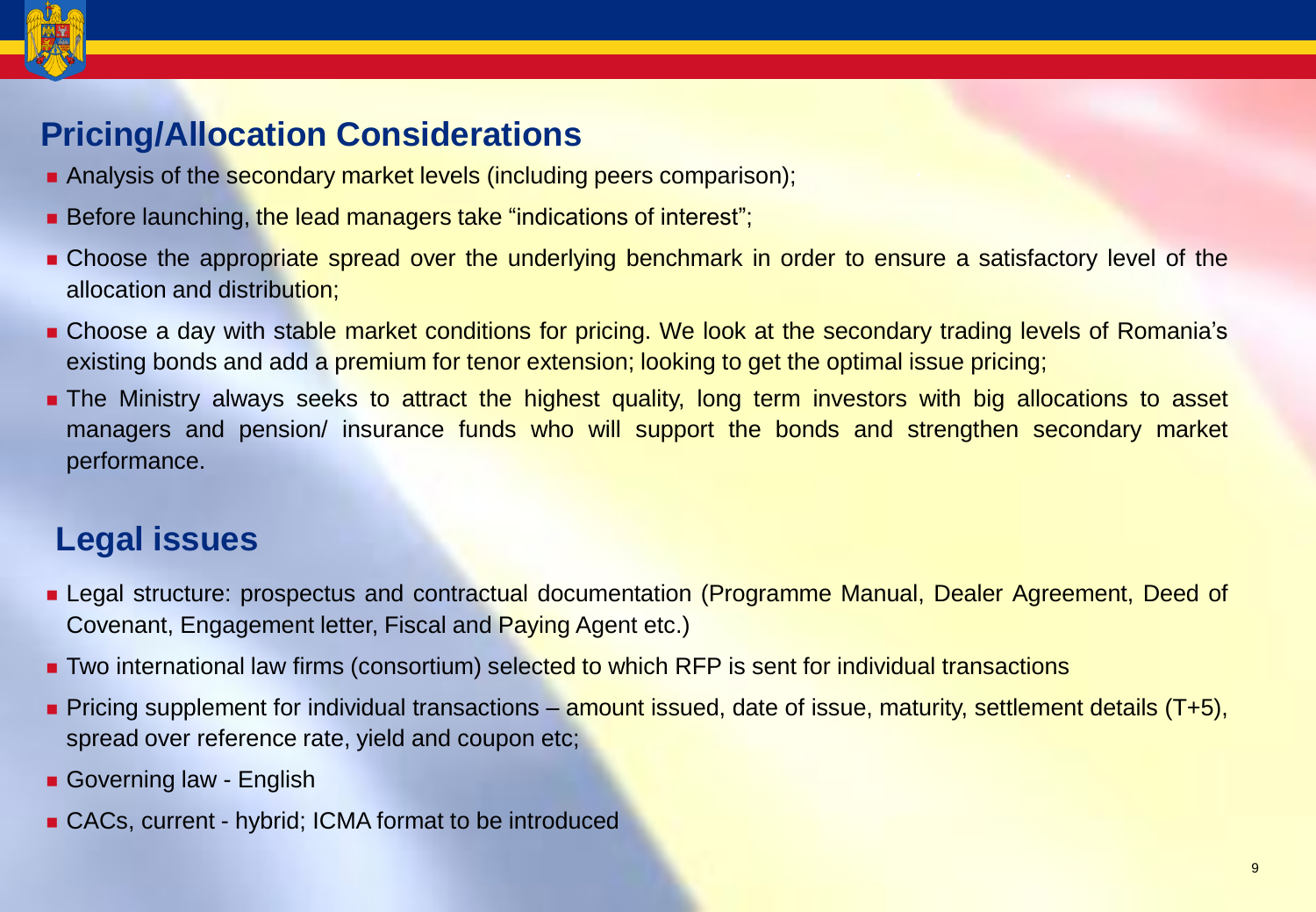## Pricing/Allocation Considerations

- Analysis of the secondary market levels (including peers comparison);
- Before launching, the lead managers take "indications of interest";
- Choose the appropriate spread over the underlying benchmark in order to ensure a satisfactory level of the allocation and distribution;
- Choose a day with stable market conditions for pricing. We look at the secondary trading levels of Romania's existing bonds and add a premium for tenor extension; looking to get the optimal issue pricing;
- The Ministry always seeks to attract the highest quality, long term investors with big allocations to asset managers and pension/ insurance funds who will support the bonds and strengthen secondary market performance.

## Legal issues

- Legal structure: prospectus and contractual documentation (Programme Manual, Dealer Agreement, Deed of Covenant, Engagement letter, Fiscal and Paying Agent etc.)
- Two international law firms (consortium) selected to which RFP is sent for individual transactions
- Pricing supplement for individual transactions – amount issued, date of issue, maturity, settlement details (T+5), spread over reference rate, yield and coupon etc;
- Governing law - English
- CACs, current - hybrid; ICMA format to be introduced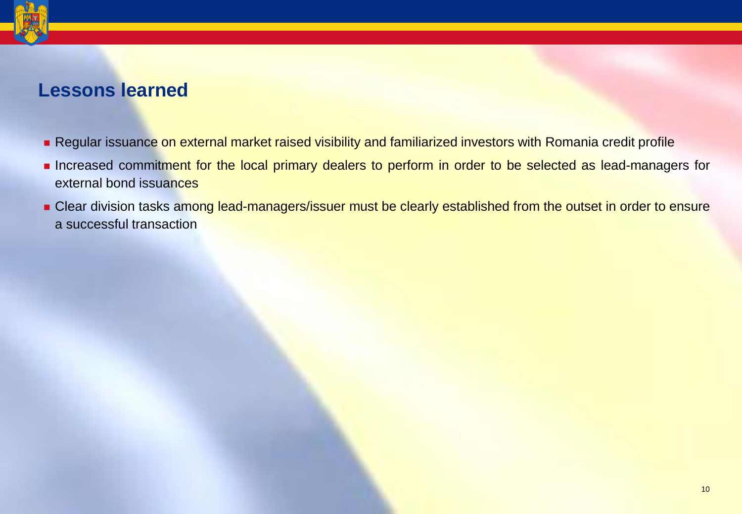## Lessons learned

- Regular issuance on external market raised visibility and familiarized investors with Romania credit profile
- Increased commitment for the local primary dealers to perform in order to be selected as lead-managers for external bond issuances
- Clear division tasks among lead-managers/issuer must be clearly established from the outset in order to ensure a successful transaction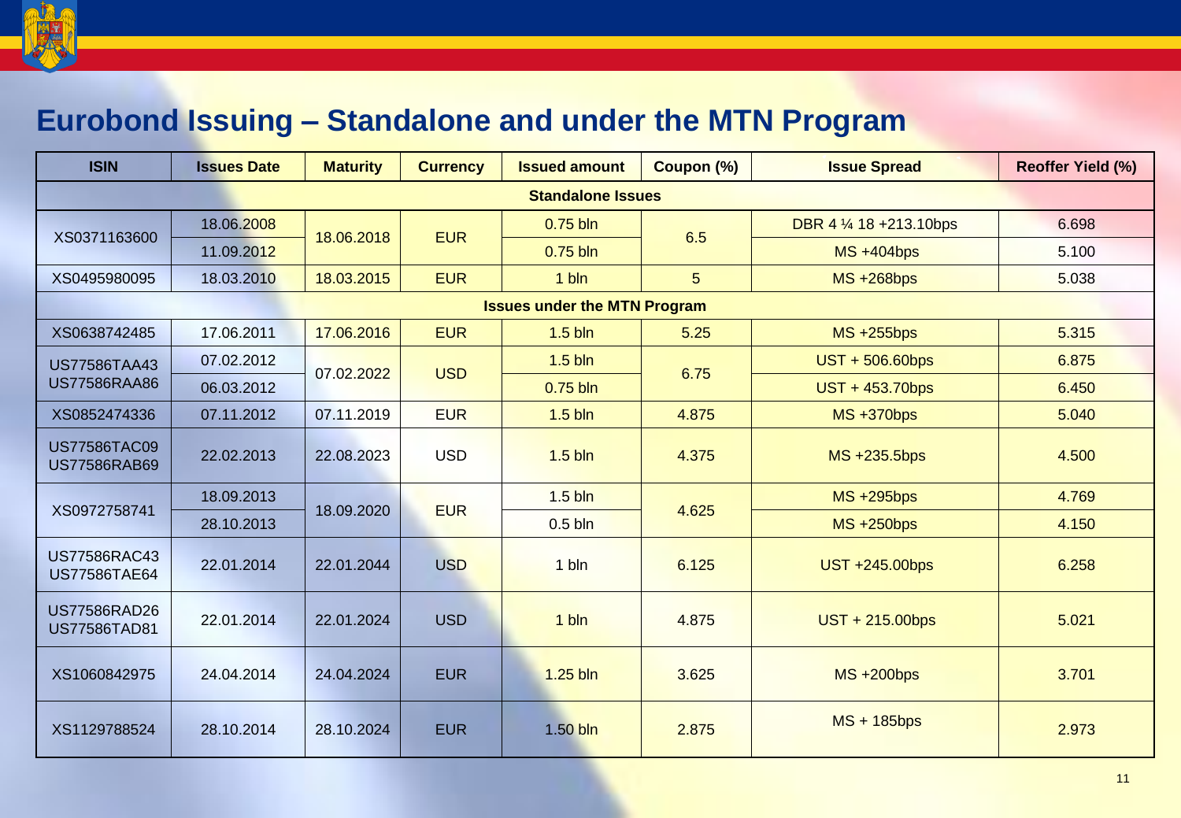## Eurobond Issuing – Standalone and under the MTN Program

| ISIN | Issues Date | Maturity | Currency | Issued amount | Coupon (%) | Issue Spread | Reoffer Yield (%) |
|---|---|---|---|---|---|---|---|
| **Standalone Issues** | | | | | | | |
| XS0371163600 | 18.06.2008 | 18.06.2018 | EUR | 0.75 bln | 6.5 | DBR 4 ¼ 18 +213.10bps | 6.698 |
| | 11.09.2012 | | | 0.75 bln | | MS +404bps | 5.100 |
| XS0495980095 | 18.03.2010 | 18.03.2015 | EUR | 1 bln | 5 | MS +268bps | 5.038 |
| **Issues under the MTN Program** | | | | | | | |
| XS0638742485 | 17.06.2011 | 17.06.2016 | EUR | 1.5 bln | 5.25 | MS +255bps | 5.315 |
| US77586TAA43 US77586RAA86 | 07.02.2012 | 07.02.2022 | USD | 1.5 bln | 6.75 | UST + 506.60bps | 6.875 |
| | 06.03.2012 | | | 0.75 bln | | UST + 453.70bps | 6.450 |
| XS0852474336 | 07.11.2012 | 07.11.2019 | EUR | 1.5 bln | 4.875 | MS +370bps | 5.040 |
| US77586TAC09 US77586RAB69 | 22.02.2013 | 22.08.2023 | USD | 1.5 bln | 4.375 | MS +235.5bps | 4.500 |
| XS0972758741 | 18.09.2013 | 18.09.2020 | EUR | 1.5 bln | 4.625 | MS +295bps | 4.769 |
| | 28.10.2013 | | | 0.5 bln | | MS +250bps | 4.150 |
| US77586RAC43 US77586TAE64 | 22.01.2014 | 22.01.2044 | USD | 1 bln | 6.125 | UST +245.00bps | 6.258 |
| US77586RAD26 US77586TAD81 | 22.01.2014 | 22.01.2024 | USD | 1 bln | 4.875 | UST + 215.00bps | 5.021 |
| XS1060842975 | 24.04.2014 | 24.04.2024 | EUR | 1.25 bln | 3.625 | MS +200bps | 3.701 |
| XS1129788524 | 28.10.2014 | 28.10.2024 | EUR | 1.50 bln | 2.875 | MS + 185bps | 2.973 |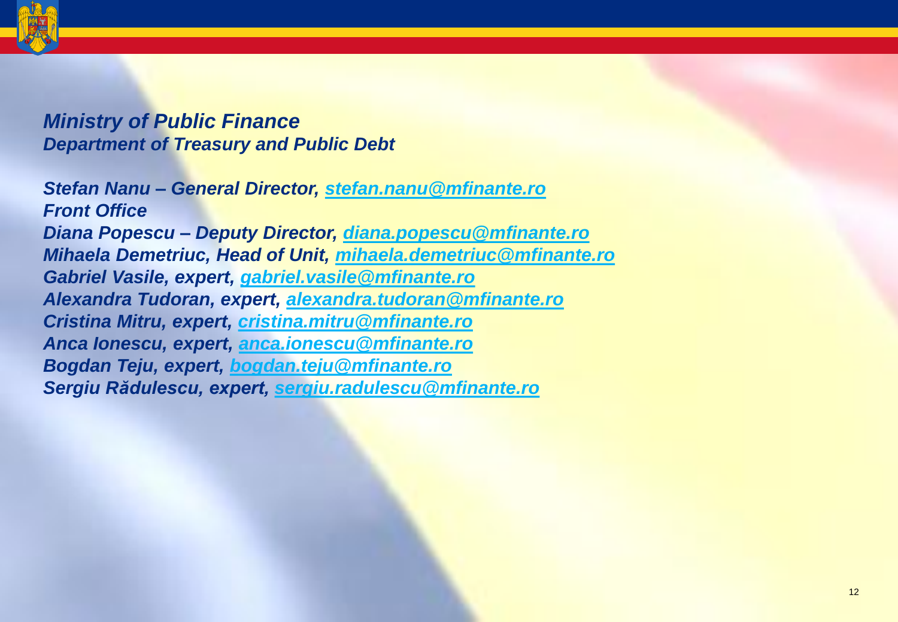***Ministry of Public Finance***
***Department of Treasury and Public Debt***

***Stefan Nanu – General Director, stefan.nanu@mfinante.ro***
***Front Office***
***Diana Popescu – Deputy Director, diana.popescu@mfinante.ro***
***Mihaela Demetriuc, Head of Unit, mihaela.demetriuc@mfinante.ro***
***Gabriel Vasile, expert, gabriel.vasile@mfinante.ro***
***Alexandra Tudoran, expert, alexandra.tudoran@mfinante.ro***
***Cristina Mitru, expert, cristina.mitru@mfinante.ro***
***Anca Ionescu, expert, anca.ionescu@mfinante.ro***
***Bogdan Teju, expert, bogdan.teju@mfinante.ro***
***Sergiu Rădulescu, expert, sergiu.radulescu@mfinante.ro***